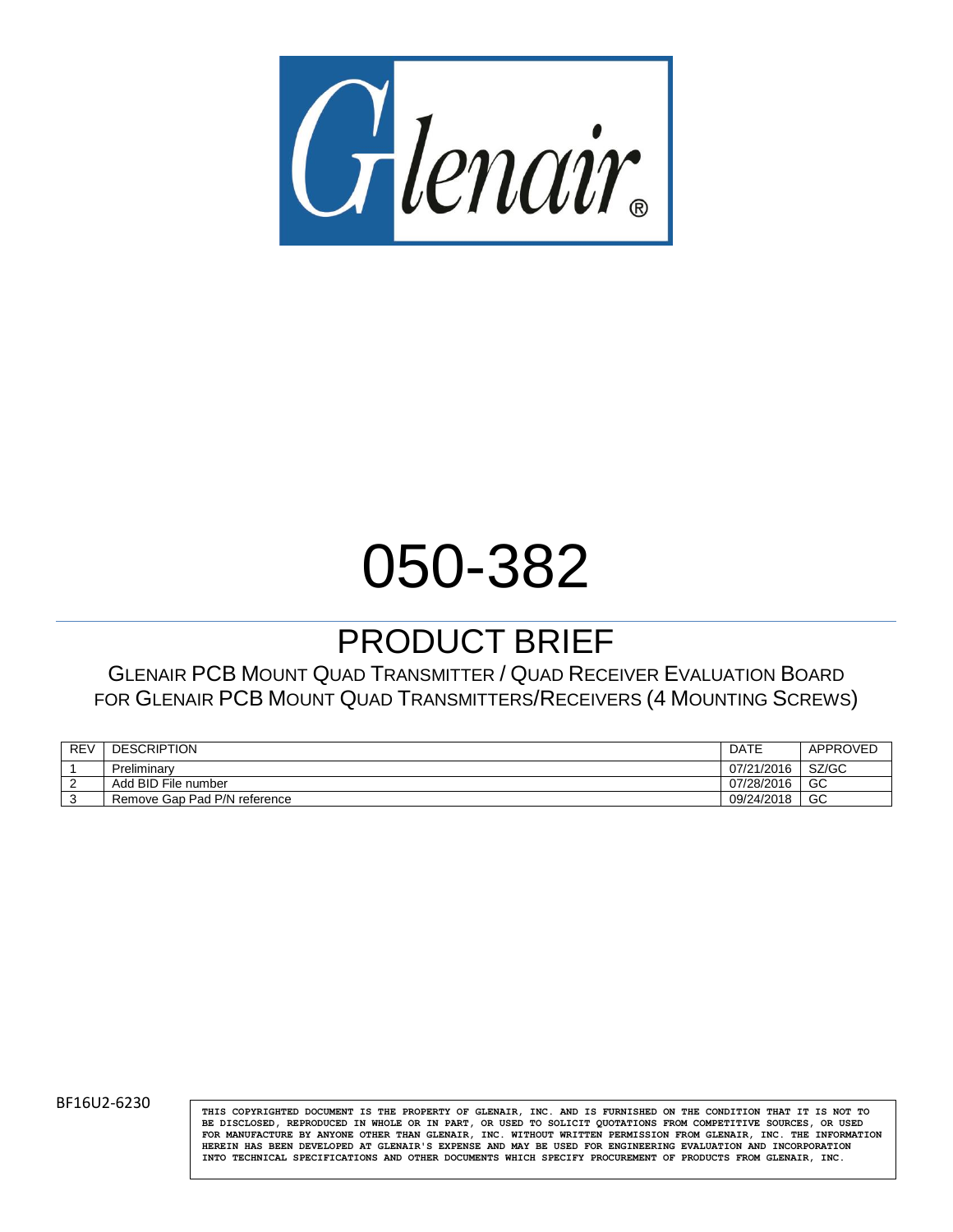Glenair®

# 050-382

## PRODUCT BRIEF

GLENAIR PCB MOUNT QUAD TRANSMITTER / QUAD RECEIVER EVALUATION BOARD FOR GLENAIR PCB MOUNT QUAD TRANSMITTERS/RECEIVERS (4 MOUNTING SCREWS)

| REV | DESCRIPTION | DATE | APPROVED |
|---|---|---|---|
| 1 | Preliminary | 07/21/2016 | SZ/GC |
| 2 | Add BID File number | 07/28/2016 | GC |
| 3 | Remove Gap Pad P/N reference | 09/24/2018 | GC |

BF16U2-6230

THIS COPYRIGHTED DOCUMENT IS THE PROPERTY OF GLENAIR, INC. AND IS FURNISHED ON THE CONDITION THAT IT IS NOT TO BE DISCLOSED, REPRODUCED IN WHOLE OR IN PART, OR USED TO SOLICIT QUOTATIONS FROM COMPETITIVE SOURCES, OR USED FOR MANUFACTURE BY ANYONE OTHER THAN GLENAIR, INC. WITHOUT WRITTEN PERMISSION FROM GLENAIR, INC. THE INFORMATION HEREIN HAS BEEN DEVELOPED AT GLENAIR'S EXPENSE AND MAY BE USED FOR ENGINEERING EVALUATION AND INCORPORATION INTO TECHNICAL SPECIFICATIONS AND OTHER DOCUMENTS WHICH SPECIFY PROCUREMENT OF PRODUCTS FROM GLENAIR, INC.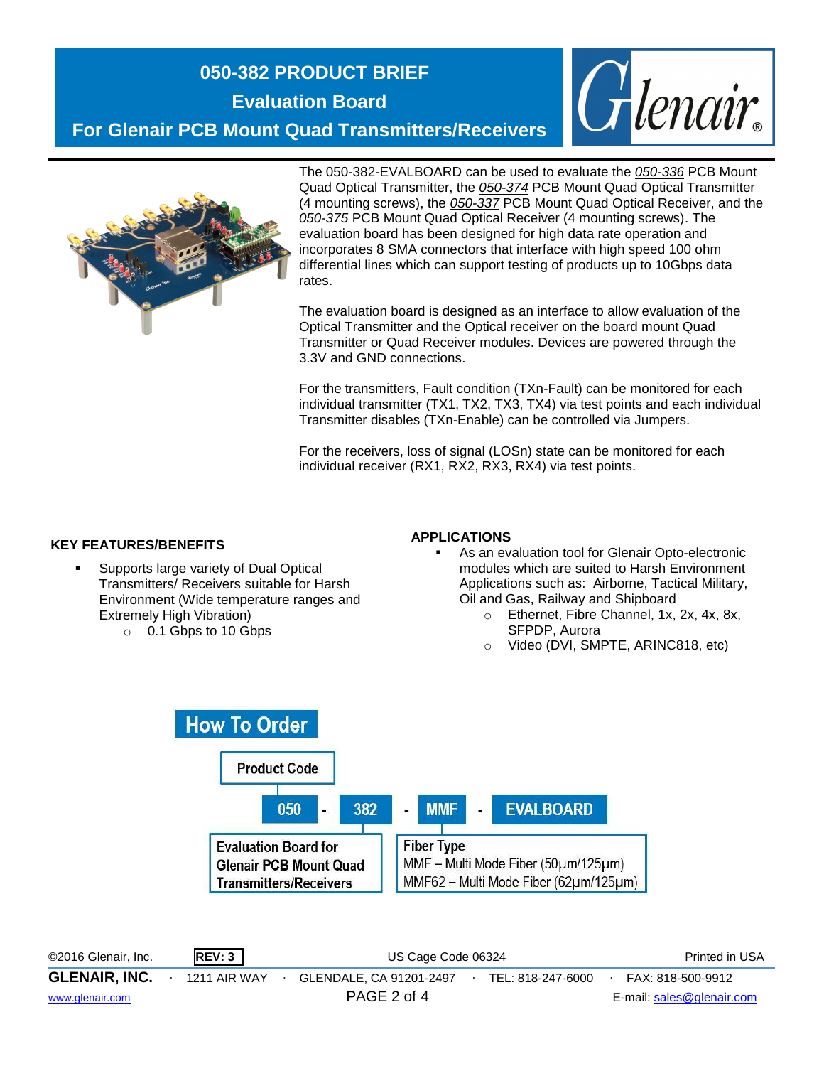# 050-382 PRODUCT BRIEF

## Evaluation Board

## For Glenair PCB Mount Quad Transmitters/Receivers

The 050-382-EVALBOARD can be used to evaluate the *050-336* PCB Mount Quad Optical Transmitter, the *050-374* PCB Mount Quad Optical Transmitter (4 mounting screws), the *050-337* PCB Mount Quad Optical Receiver, and the *050-375* PCB Mount Quad Optical Receiver (4 mounting screws). The evaluation board has been designed for high data rate operation and incorporates 8 SMA connectors that interface with high speed 100 ohm differential lines which can support testing of products up to 10Gbps data rates.

The evaluation board is designed as an interface to allow evaluation of the Optical Transmitter and the Optical receiver on the board mount Quad Transmitter or Quad Receiver modules. Devices are powered through the 3.3V and GND connections.

For the transmitters, Fault condition (TXn-Fault) can be monitored for each individual transmitter (TX1, TX2, TX3, TX4) via test points and each individual Transmitter disables (TXn-Enable) can be controlled via Jumpers.

For the receivers, loss of signal (LOSn) state can be monitored for each individual receiver (RX1, RX2, RX3, RX4) via test points.

### KEY FEATURES/BENEFITS

- Supports large variety of Dual Optical Transmitters/ Receivers suitable for Harsh Environment (Wide temperature ranges and Extremely High Vibration)
  - 0.1 Gbps to 10 Gbps

### APPLICATIONS

- As an evaluation tool for Glenair Opto-electronic modules which are suited to Harsh Environment Applications such as: Airborne, Tactical Military, Oil and Gas, Railway and Shipboard
  - Ethernet, Fibre Channel, 1x, 2x, 4x, 8x, SFPDP, Aurora
  - Video (DVI, SMPTE, ARINC818, etc)

## How To Order

**Product Code:** 050 - 382 - MMF - EVALBOARD

- **050-382:** Evaluation Board for Glenair PCB Mount Quad Transmitters/Receivers
- **Fiber Type (MMF):**
  - MMF – Multi Mode Fiber (50µm/125µm)
  - MMF62 – Multi Mode Fiber (62µm/125µm)

©2016 Glenair, Inc. REV: 3 US Cage Code 06324 Printed in USA

**GLENAIR, INC.** · 1211 AIR WAY · GLENDALE, CA 91201-2497 · TEL: 818-247-6000 · FAX: 818-500-9912

www.glenair.com E-mail: sales@glenair.com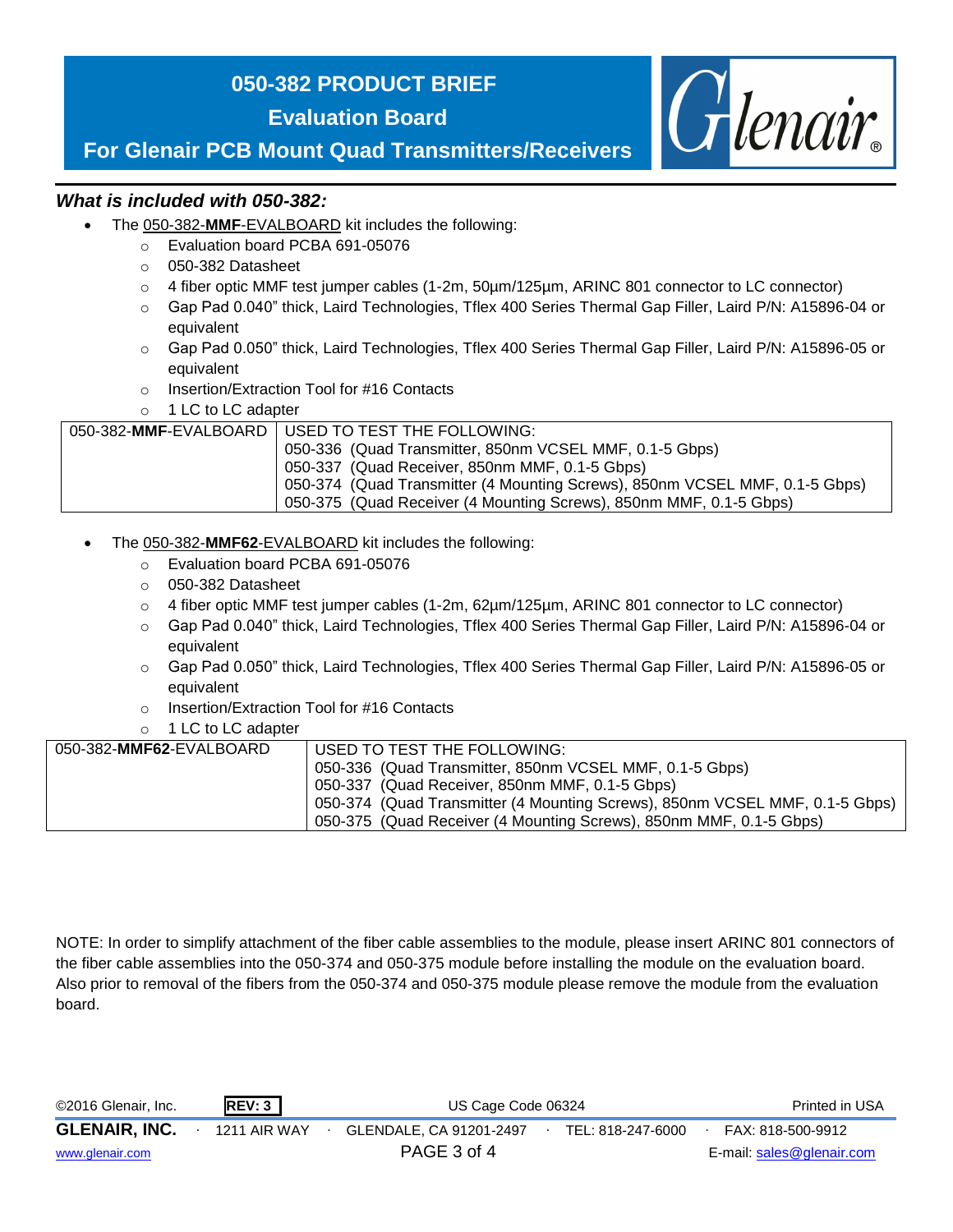# 050-382 PRODUCT BRIEF

## Evaluation Board

## For Glenair PCB Mount Quad Transmitters/Receivers

### *What is included with 050-382:*

- The 050-382-**MMF**-EVALBOARD kit includes the following:
  - Evaluation board PCBA 691-05076
  - 050-382 Datasheet
  - 4 fiber optic MMF test jumper cables (1-2m, 50µm/125µm, ARINC 801 connector to LC connector)
  - Gap Pad 0.040" thick, Laird Technologies, Tflex 400 Series Thermal Gap Filler, Laird P/N: A15896-04 or equivalent
  - Gap Pad 0.050" thick, Laird Technologies, Tflex 400 Series Thermal Gap Filler, Laird P/N: A15896-05 or equivalent
  - Insertion/Extraction Tool for #16 Contacts
  - 1 LC to LC adapter

| 050-382-**MMF**-EVALBOARD | USED TO TEST THE FOLLOWING:<br>050-336 (Quad Transmitter, 850nm VCSEL MMF, 0.1-5 Gbps)<br>050-337 (Quad Receiver, 850nm MMF, 0.1-5 Gbps)<br>050-374 (Quad Transmitter (4 Mounting Screws), 850nm VCSEL MMF, 0.1-5 Gbps)<br>050-375 (Quad Receiver (4 Mounting Screws), 850nm MMF, 0.1-5 Gbps) |
|---|---|

- The 050-382-**MMF62**-EVALBOARD kit includes the following:
  - Evaluation board PCBA 691-05076
  - 050-382 Datasheet
  - 4 fiber optic MMF test jumper cables (1-2m, 62µm/125µm, ARINC 801 connector to LC connector)
  - Gap Pad 0.040" thick, Laird Technologies, Tflex 400 Series Thermal Gap Filler, Laird P/N: A15896-04 or equivalent
  - Gap Pad 0.050" thick, Laird Technologies, Tflex 400 Series Thermal Gap Filler, Laird P/N: A15896-05 or equivalent
  - Insertion/Extraction Tool for #16 Contacts
  - 1 LC to LC adapter

| 050-382-**MMF62**-EVALBOARD | USED TO TEST THE FOLLOWING:<br>050-336 (Quad Transmitter, 850nm VCSEL MMF, 0.1-5 Gbps)<br>050-337 (Quad Receiver, 850nm MMF, 0.1-5 Gbps)<br>050-374 (Quad Transmitter (4 Mounting Screws), 850nm VCSEL MMF, 0.1-5 Gbps)<br>050-375 (Quad Receiver (4 Mounting Screws), 850nm MMF, 0.1-5 Gbps) |
|---|---|

NOTE: In order to simplify attachment of the fiber cable assemblies to the module, please insert ARINC 801 connectors of the fiber cable assemblies into the 050-374 and 050-375 module before installing the module on the evaluation board. Also prior to removal of the fibers from the 050-374 and 050-375 module please remove the module from the evaluation board.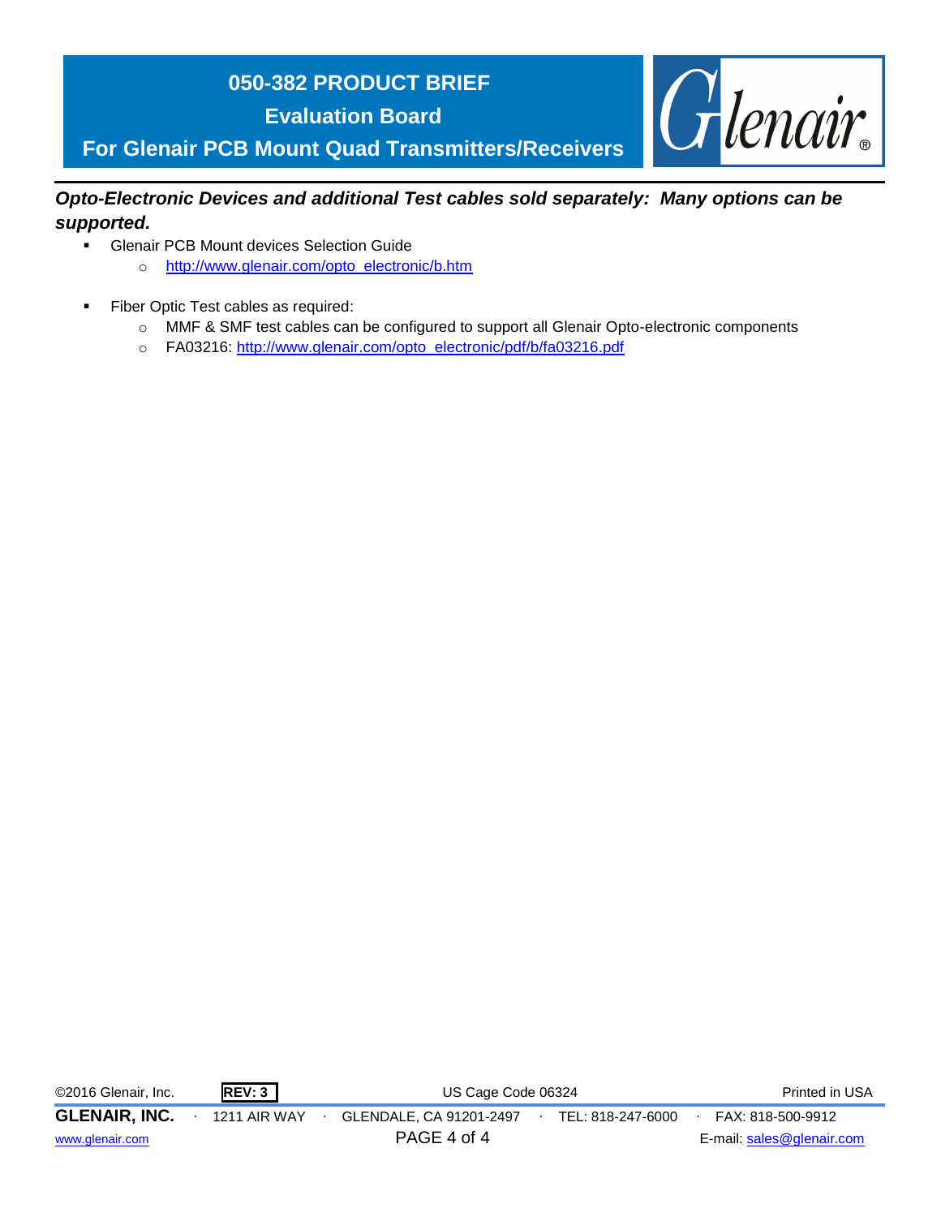***Opto-Electronic Devices and additional Test cables sold separately: Many options can be supported.***

- Glenair PCB Mount devices Selection Guide
  - http://www.glenair.com/opto_electronic/b.htm

- Fiber Optic Test cables as required:
  - MMF & SMF test cables can be configured to support all Glenair Opto-electronic components
  - FA03216: http://www.glenair.com/opto_electronic/pdf/b/fa03216.pdf